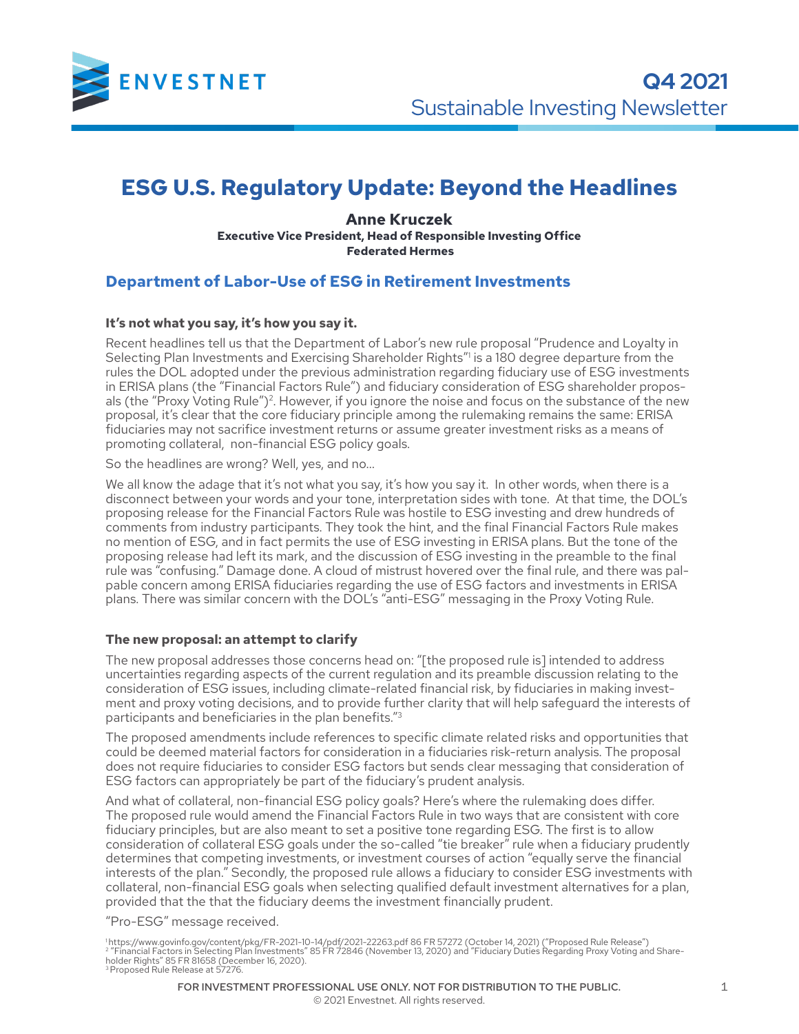ENVESTNET

**Q4 2021**
Sustainable Investing Newsletter

# ESG U.S. Regulatory Update: Beyond the Headlines

**Anne Kruczek**
**Executive Vice President, Head of Responsible Investing Office**
**Federated Hermes**

## Department of Labor-Use of ESG in Retirement Investments

**It's not what you say, it's how you say it.**

Recent headlines tell us that the Department of Labor's new rule proposal "Prudence and Loyalty in Selecting Plan Investments and Exercising Shareholder Rights"[1] is a 180 degree departure from the rules the DOL adopted under the previous administration regarding fiduciary use of ESG investments in ERISA plans (the "Financial Factors Rule") and fiduciary consideration of ESG shareholder proposals (the "Proxy Voting Rule")[2]. However, if you ignore the noise and focus on the substance of the new proposal, it's clear that the core fiduciary principle among the rulemaking remains the same: ERISA fiduciaries may not sacrifice investment returns or assume greater investment risks as a means of promoting collateral, non-financial ESG policy goals.

So the headlines are wrong? Well, yes, and no...

We all know the adage that it's not what you say, it's how you say it. In other words, when there is a disconnect between your words and your tone, interpretation sides with tone. At that time, the DOL's proposing release for the Financial Factors Rule was hostile to ESG investing and drew hundreds of comments from industry participants. They took the hint, and the final Financial Factors Rule makes no mention of ESG, and in fact permits the use of ESG investing in ERISA plans. But the tone of the proposing release had left its mark, and the discussion of ESG investing in the preamble to the final rule was "confusing." Damage done. A cloud of mistrust hovered over the final rule, and there was palpable concern among ERISA fiduciaries regarding the use of ESG factors and investments in ERISA plans. There was similar concern with the DOL's "anti-ESG" messaging in the Proxy Voting Rule.

**The new proposal: an attempt to clarify**

The new proposal addresses those concerns head on: "[the proposed rule is] intended to address uncertainties regarding aspects of the current regulation and its preamble discussion relating to the consideration of ESG issues, including climate-related financial risk, by fiduciaries in making investment and proxy voting decisions, and to provide further clarity that will help safeguard the interests of participants and beneficiaries in the plan benefits."[3]

The proposed amendments include references to specific climate related risks and opportunities that could be deemed material factors for consideration in a fiduciaries risk-return analysis. The proposal does not require fiduciaries to consider ESG factors but sends clear messaging that consideration of ESG factors can appropriately be part of the fiduciary's prudent analysis.

And what of collateral, non-financial ESG policy goals? Here's where the rulemaking does differ. The proposed rule would amend the Financial Factors Rule in two ways that are consistent with core fiduciary principles, but are also meant to set a positive tone regarding ESG. The first is to allow consideration of collateral ESG goals under the so-called "tie breaker" rule when a fiduciary prudently determines that competing investments, or investment courses of action "equally serve the financial interests of the plan." Secondly, the proposed rule allows a fiduciary to consider ESG investments with collateral, non-financial ESG goals when selecting qualified default investment alternatives for a plan, provided that the that the fiduciary deems the investment financially prudent.

"Pro-ESG" message received.

[1] https://www.govinfo.gov/content/pkg/FR-2021-10-14/pdf/2021-22263.pdf 86 FR 57272 (October 14, 2021) ("Proposed Rule Release")
[2] "Financial Factors in Selecting Plan Investments" 85 FR 72846 (November 13, 2020) and "Fiduciary Duties Regarding Proxy Voting and Shareholder Rights" 85 FR 81658 (December 16, 2020).
[3] Proposed Rule Release at 57276.

FOR INVESTMENT PROFESSIONAL USE ONLY. NOT FOR DISTRIBUTION TO THE PUBLIC.
© 2021 Envestnet. All rights reserved.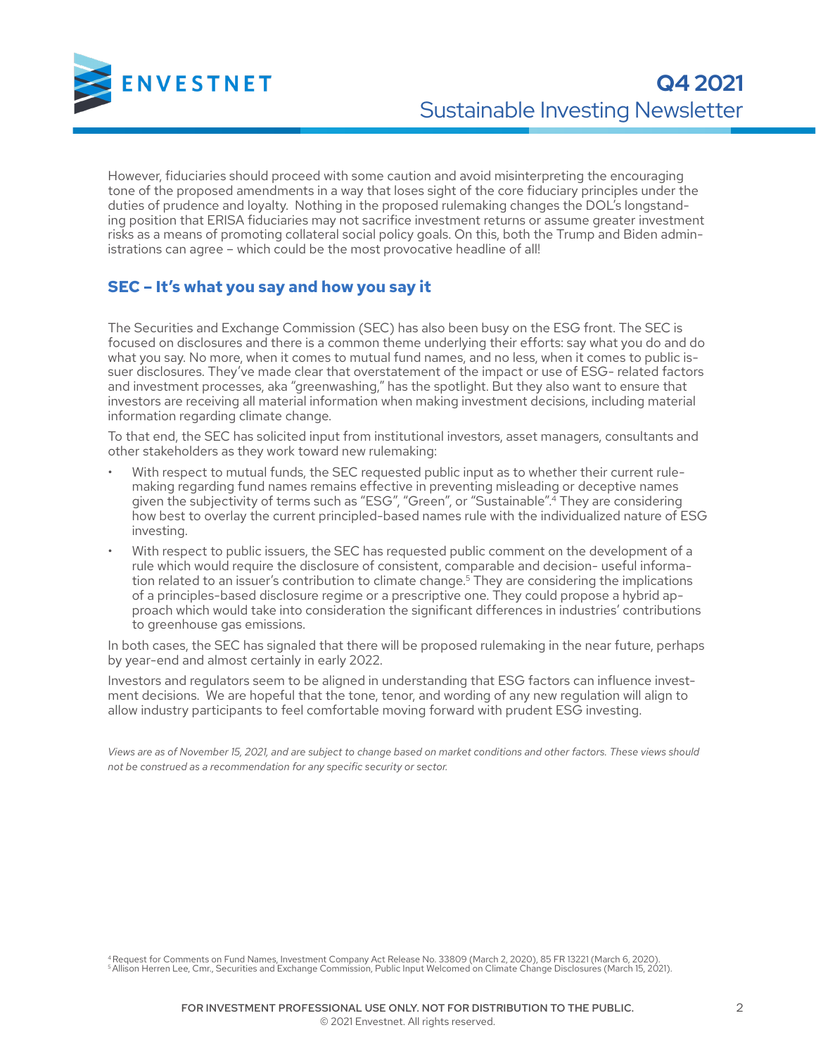However, fiduciaries should proceed with some caution and avoid misinterpreting the encouraging tone of the proposed amendments in a way that loses sight of the core fiduciary principles under the duties of prudence and loyalty. Nothing in the proposed rulemaking changes the DOL's longstanding position that ERISA fiduciaries may not sacrifice investment returns or assume greater investment risks as a means of promoting collateral social policy goals. On this, both the Trump and Biden administrations can agree – which could be the most provocative headline of all!

## SEC – It's what you say and how you say it

The Securities and Exchange Commission (SEC) has also been busy on the ESG front. The SEC is focused on disclosures and there is a common theme underlying their efforts: say what you do and do what you say. No more, when it comes to mutual fund names, and no less, when it comes to public issuer disclosures. They've made clear that overstatement of the impact or use of ESG- related factors and investment processes, aka "greenwashing," has the spotlight. But they also want to ensure that investors are receiving all material information when making investment decisions, including material information regarding climate change.

To that end, the SEC has solicited input from institutional investors, asset managers, consultants and other stakeholders as they work toward new rulemaking:

- With respect to mutual funds, the SEC requested public input as to whether their current rulemaking regarding fund names remains effective in preventing misleading or deceptive names given the subjectivity of terms such as "ESG", "Green", or "Sustainable".[4] They are considering how best to overlay the current principled-based names rule with the individualized nature of ESG investing.
- With respect to public issuers, the SEC has requested public comment on the development of a rule which would require the disclosure of consistent, comparable and decision- useful information related to an issuer's contribution to climate change.[5] They are considering the implications of a principles-based disclosure regime or a prescriptive one. They could propose a hybrid approach which would take into consideration the significant differences in industries' contributions to greenhouse gas emissions.

In both cases, the SEC has signaled that there will be proposed rulemaking in the near future, perhaps by year-end and almost certainly in early 2022.

Investors and regulators seem to be aligned in understanding that ESG factors can influence investment decisions. We are hopeful that the tone, tenor, and wording of any new regulation will align to allow industry participants to feel comfortable moving forward with prudent ESG investing.

*Views are as of November 15, 2021, and are subject to change based on market conditions and other factors. These views should not be construed as a recommendation for any specific security or sector.*

[4] Request for Comments on Fund Names, Investment Company Act Release No. 33809 (March 2, 2020), 85 FR 13221 (March 6, 2020).
[5] Allison Herren Lee, Cmr., Securities and Exchange Commission, Public Input Welcomed on Climate Change Disclosures (March 15, 2021).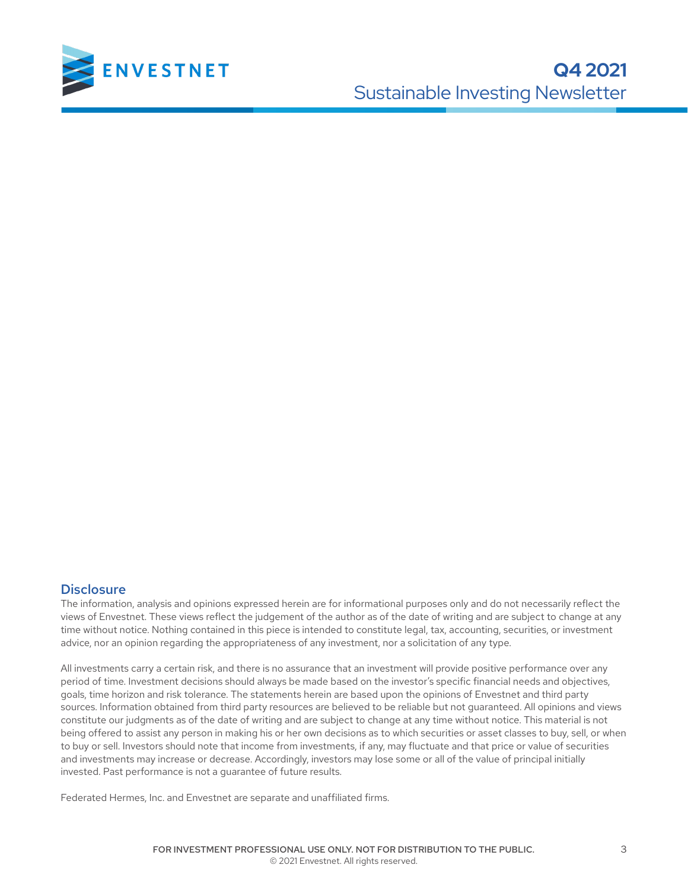## Disclosure

The information, analysis and opinions expressed herein are for informational purposes only and do not necessarily reflect the views of Envestnet. These views reflect the judgement of the author as of the date of writing and are subject to change at any time without notice. Nothing contained in this piece is intended to constitute legal, tax, accounting, securities, or investment advice, nor an opinion regarding the appropriateness of any investment, nor a solicitation of any type.

All investments carry a certain risk, and there is no assurance that an investment will provide positive performance over any period of time. Investment decisions should always be made based on the investor's specific financial needs and objectives, goals, time horizon and risk tolerance. The statements herein are based upon the opinions of Envestnet and third party sources. Information obtained from third party resources are believed to be reliable but not guaranteed. All opinions and views constitute our judgments as of the date of writing and are subject to change at any time without notice. This material is not being offered to assist any person in making his or her own decisions as to which securities or asset classes to buy, sell, or when to buy or sell. Investors should note that income from investments, if any, may fluctuate and that price or value of securities and investments may increase or decrease. Accordingly, investors may lose some or all of the value of principal initially invested. Past performance is not a guarantee of future results.

Federated Hermes, Inc. and Envestnet are separate and unaffiliated firms.

**FOR INVESTMENT PROFESSIONAL USE ONLY. NOT FOR DISTRIBUTION TO THE PUBLIC.**

© 2021 Envestnet. All rights reserved.